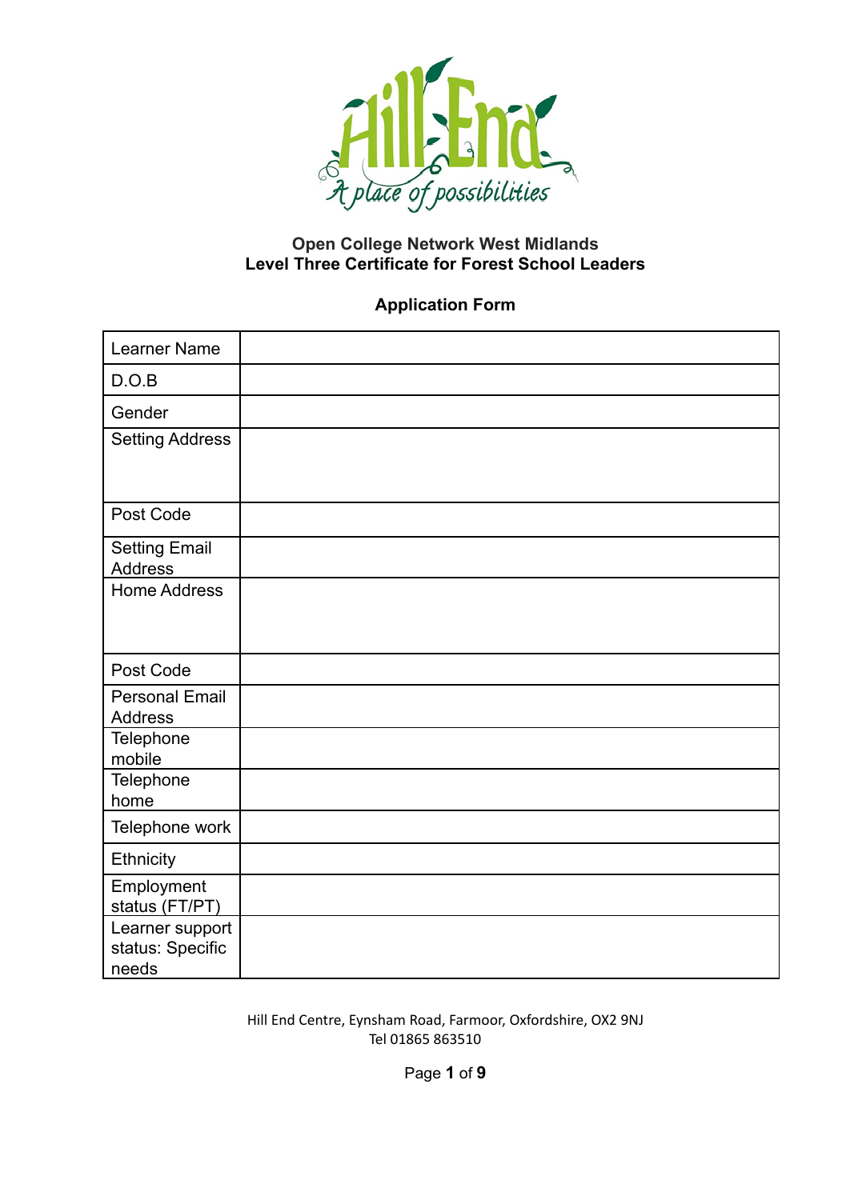Hill End
A place of possibilities

**Open College Network West Midlands**
**Level Three Certificate for Forest School Leaders**

**Application Form**

| Learner Name | |
|---|---|
| D.O.B | |
| Gender | |
| Setting Address | |
| Post Code | |
| Setting Email Address | |
| Home Address | |
| Post Code | |
| Personal Email Address | |
| Telephone mobile | |
| Telephone home | |
| Telephone work | |
| Ethnicity | |
| Employment status (FT/PT) | |
| Learner support status: Specific needs | |

Hill End Centre, Eynsham Road, Farmoor, Oxfordshire, OX2 9NJ
Tel 01865 863510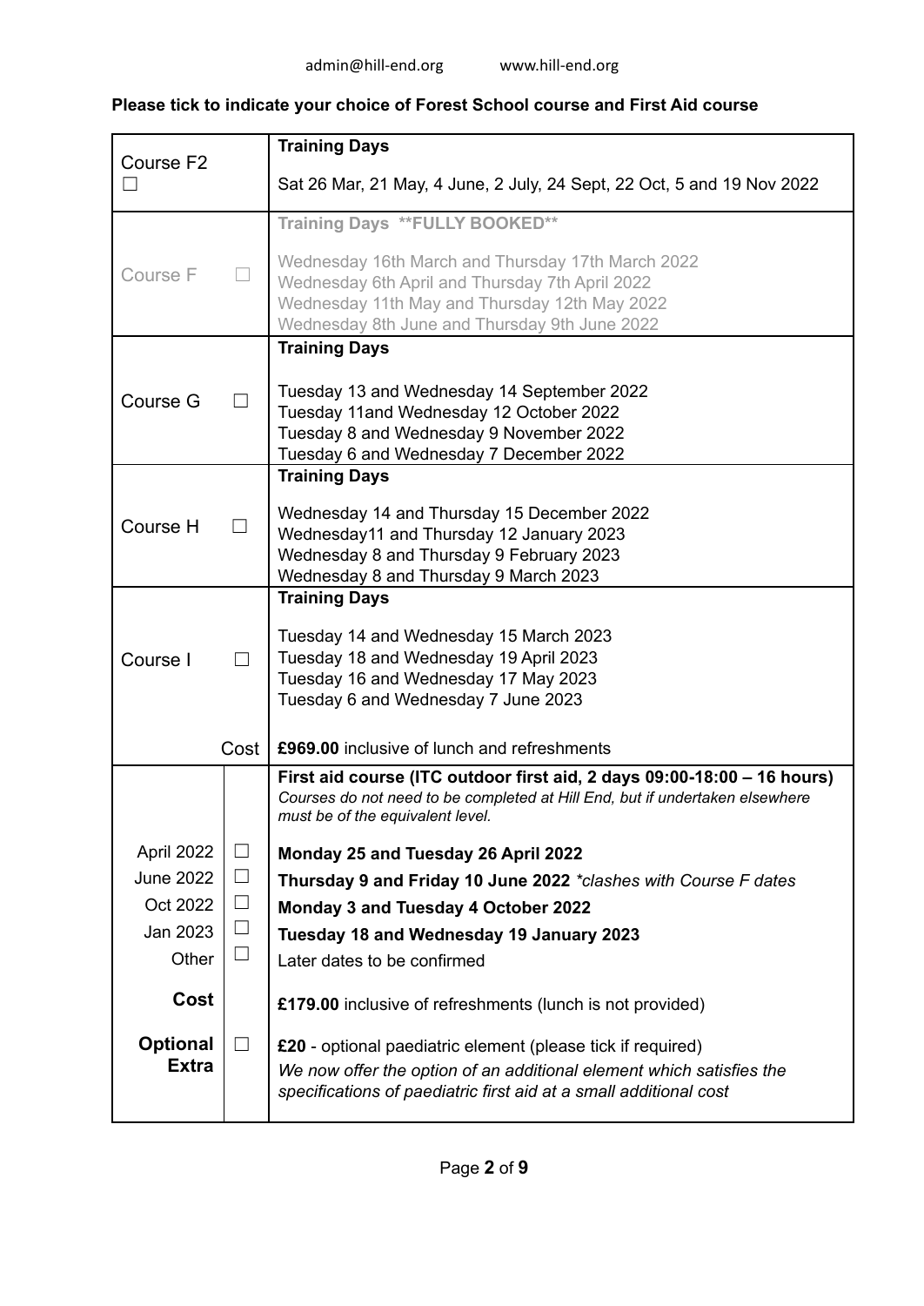admin@hill-end.org www.hill-end.org

**Please tick to indicate your choice of Forest School course and First Aid course**

| Course | | Details |
|---|---|---|
| Course F2 | ☐ | **Training Days**<br>Sat 26 Mar, 21 May, 4 June, 2 July, 24 Sept, 22 Oct, 5 and 19 Nov 2022 |
| Course F | ☐ | **Training Days \*\*FULLY BOOKED\*\***<br>Wednesday 16th March and Thursday 17th March 2022<br>Wednesday 6th April and Thursday 7th April 2022<br>Wednesday 11th May and Thursday 12th May 2022<br>Wednesday 8th June and Thursday 9th June 2022 |
| Course G | ☐ | **Training Days**<br>Tuesday 13 and Wednesday 14 September 2022<br>Tuesday 11and Wednesday 12 October 2022<br>Tuesday 8 and Wednesday 9 November 2022<br>Tuesday 6 and Wednesday 7 December 2022 |
| Course H | ☐ | **Training Days**<br>Wednesday 14 and Thursday 15 December 2022<br>Wednesday11 and Thursday 12 January 2023<br>Wednesday 8 and Thursday 9 February 2023<br>Wednesday 8 and Thursday 9 March 2023 |
| Course I | ☐ | **Training Days**<br>Tuesday 14 and Wednesday 15 March 2023<br>Tuesday 18 and Wednesday 19 April 2023<br>Tuesday 16 and Wednesday 17 May 2023<br>Tuesday 6 and Wednesday 7 June 2023 |
| Cost | | **£969.00** inclusive of lunch and refreshments |
| | | **First aid course (ITC outdoor first aid, 2 days 09:00-18:00 – 16 hours)**<br>*Courses do not need to be completed at Hill End, but if undertaken elsewhere must be of the equivalent level.* |
| April 2022 | ☐ | **Monday 25 and Tuesday 26 April 2022** |
| June 2022 | ☐ | **Thursday 9 and Friday 10 June 2022** *\*clashes with Course F dates* |
| Oct 2022 | ☐ | **Monday 3 and Tuesday 4 October 2022** |
| Jan 2023 | ☐ | **Tuesday 18 and Wednesday 19 January 2023** |
| Other | ☐ | Later dates to be confirmed |
| **Cost** | | **£179.00** inclusive of refreshments (lunch is not provided) |
| **Optional Extra** | ☐ | **£20** - optional paediatric element (please tick if required)<br>*We now offer the option of an additional element which satisfies the specifications of paediatric first aid at a small additional cost* |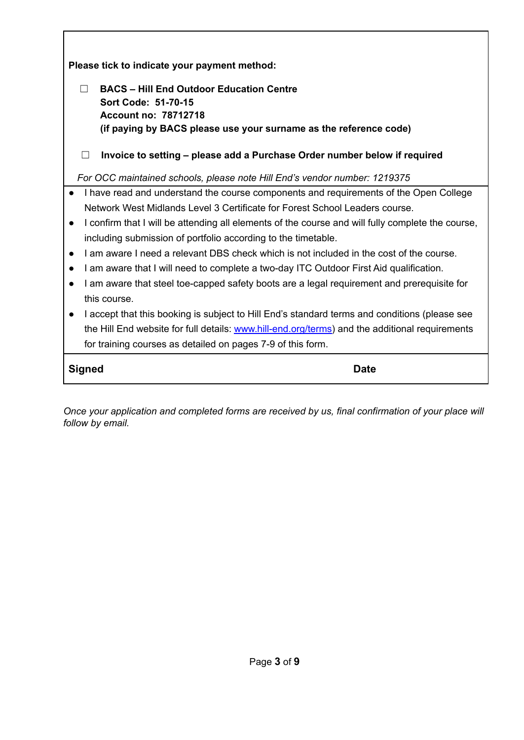**Please tick to indicate your payment method:**

- ☐ **BACS – Hill End Outdoor Education Centre**
  **Sort Code: 51-70-15**
  **Account no: 78712718**
  **(if paying by BACS please use your surname as the reference code)**

- ☐ **Invoice to setting – please add a Purchase Order number below if required**

*For OCC maintained schools, please note Hill End's vendor number: 1219375*

- I have read and understand the course components and requirements of the Open College Network West Midlands Level 3 Certificate for Forest School Leaders course.
- I confirm that I will be attending all elements of the course and will fully complete the course, including submission of portfolio according to the timetable.
- I am aware I need a relevant DBS check which is not included in the cost of the course.
- I am aware that I will need to complete a two-day ITC Outdoor First Aid qualification.
- I am aware that steel toe-capped safety boots are a legal requirement and prerequisite for this course.
- I accept that this booking is subject to Hill End's standard terms and conditions (please see the Hill End website for full details: [www.hill-end.org/terms](http://www.hill-end.org/terms)) and the additional requirements for training courses as detailed on pages 7-9 of this form.

| **Signed** | **Date** |
|---|---|
| | |

*Once your application and completed forms are received by us, final confirmation of your place will follow by email.*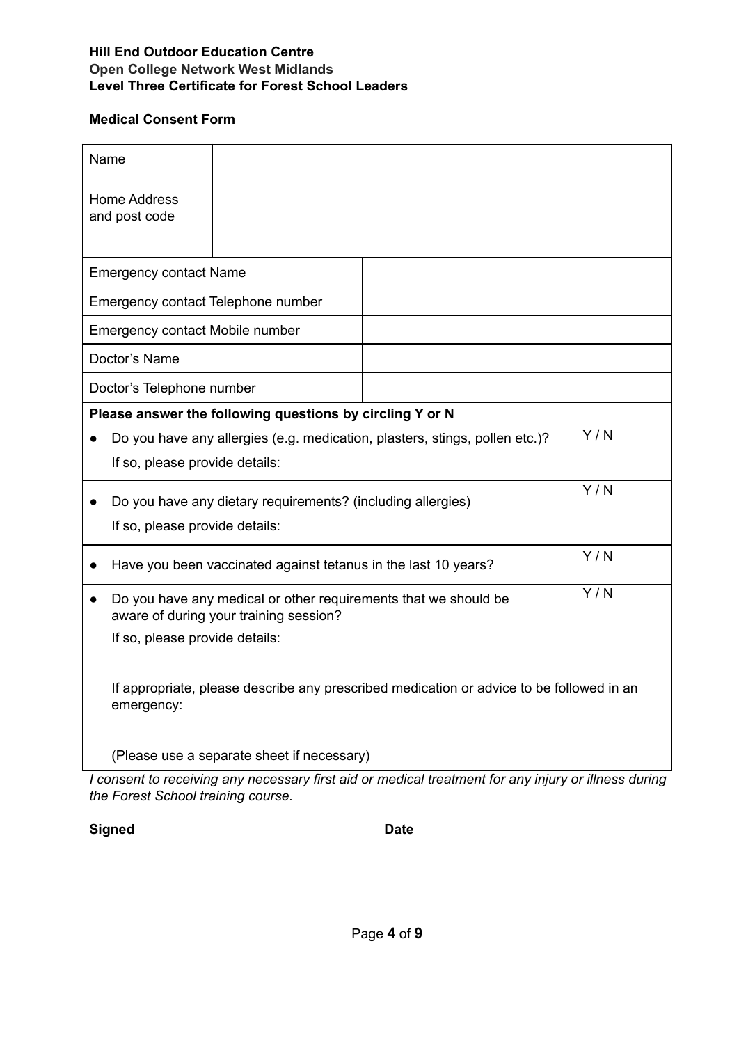**Hill End Outdoor Education Centre**
**Open College Network West Midlands**
**Level Three Certificate for Forest School Leaders**

**Medical Consent Form**

| Name | |
|---|---|
| Home Address and post code | |
| Emergency contact Name | |
| Emergency contact Telephone number | |
| Emergency contact Mobile number | |
| Doctor's Name | |
| Doctor's Telephone number | |

**Please answer the following questions by circling Y or N**

- Do you have any allergies (e.g. medication, plasters, stings, pollen etc.)? Y / N

  If so, please provide details:

- Do you have any dietary requirements? (including allergies) Y / N

  If so, please provide details:

- Have you been vaccinated against tetanus in the last 10 years? Y / N

- Do you have any medical or other requirements that we should be aware of during your training session? Y / N

  If so, please provide details:

  If appropriate, please describe any prescribed medication or advice to be followed in an emergency:

  (Please use a separate sheet if necessary)

*I consent to receiving any necessary first aid or medical treatment for any injury or illness during the Forest School training course.*

**Signed** **Date**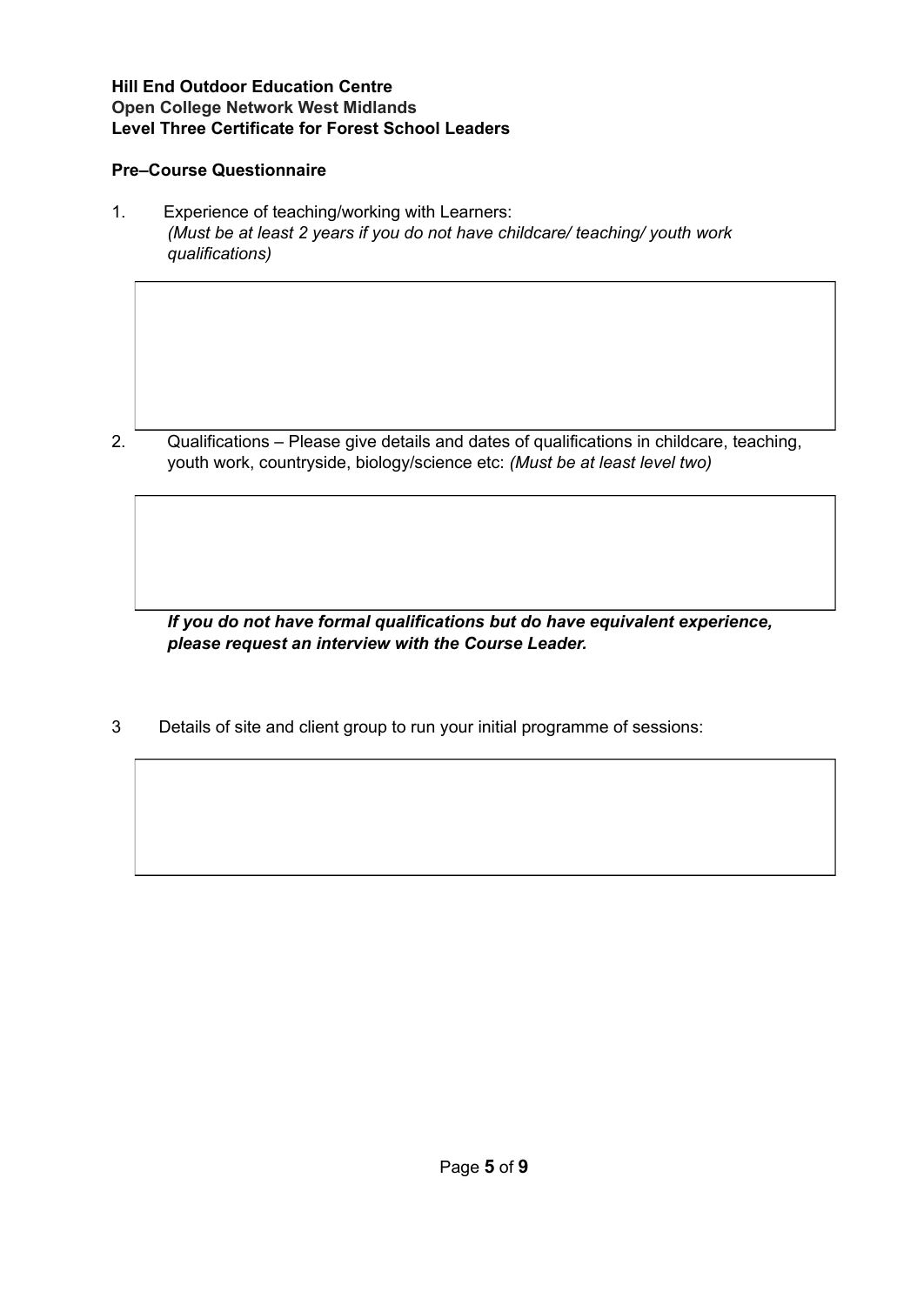**Hill End Outdoor Education Centre**
**Open College Network West Midlands**
**Level Three Certificate for Forest School Leaders**

**Pre–Course Questionnaire**

1. Experience of teaching/working with Learners:
   *(Must be at least 2 years if you do not have childcare/ teaching/ youth work qualifications)*

|  |
|---|
|  |

2. Qualifications – Please give details and dates of qualifications in childcare, teaching, youth work, countryside, biology/science etc: *(Must be at least level two)*

|  |
|---|
|  |

***If you do not have formal qualifications but do have equivalent experience, please request an interview with the Course Leader.***

3 Details of site and client group to run your initial programme of sessions:

|  |
|---|
|  |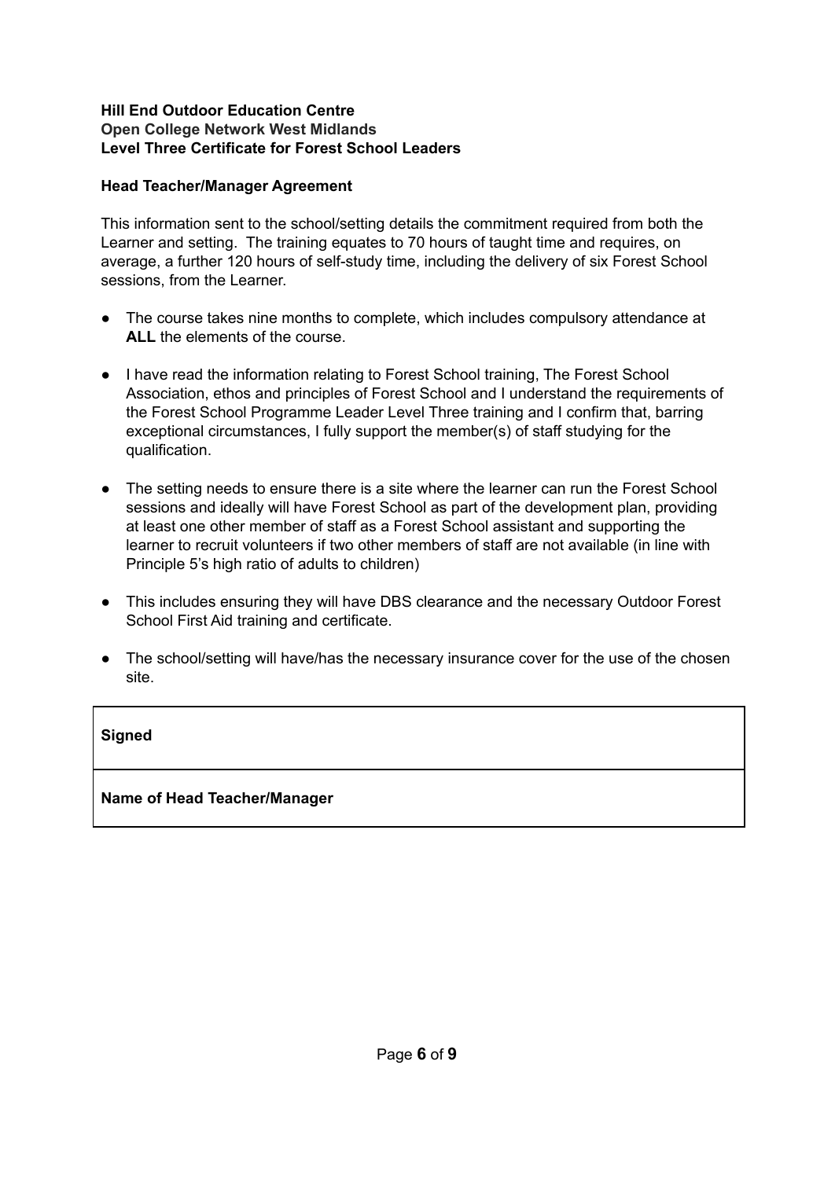**Hill End Outdoor Education Centre**
**Open College Network West Midlands**
**Level Three Certificate for Forest School Leaders**

**Head Teacher/Manager Agreement**

This information sent to the school/setting details the commitment required from both the Learner and setting. The training equates to 70 hours of taught time and requires, on average, a further 120 hours of self-study time, including the delivery of six Forest School sessions, from the Learner.

- The course takes nine months to complete, which includes compulsory attendance at **ALL** the elements of the course.
- I have read the information relating to Forest School training, The Forest School Association, ethos and principles of Forest School and I understand the requirements of the Forest School Programme Leader Level Three training and I confirm that, barring exceptional circumstances, I fully support the member(s) of staff studying for the qualification.
- The setting needs to ensure there is a site where the learner can run the Forest School sessions and ideally will have Forest School as part of the development plan, providing at least one other member of staff as a Forest School assistant and supporting the learner to recruit volunteers if two other members of staff are not available (in line with Principle 5's high ratio of adults to children)
- This includes ensuring they will have DBS clearance and the necessary Outdoor Forest School First Aid training and certificate.
- The school/setting will have/has the necessary insurance cover for the use of the chosen site.

| **Signed** |
| --- |
| **Name of Head Teacher/Manager** |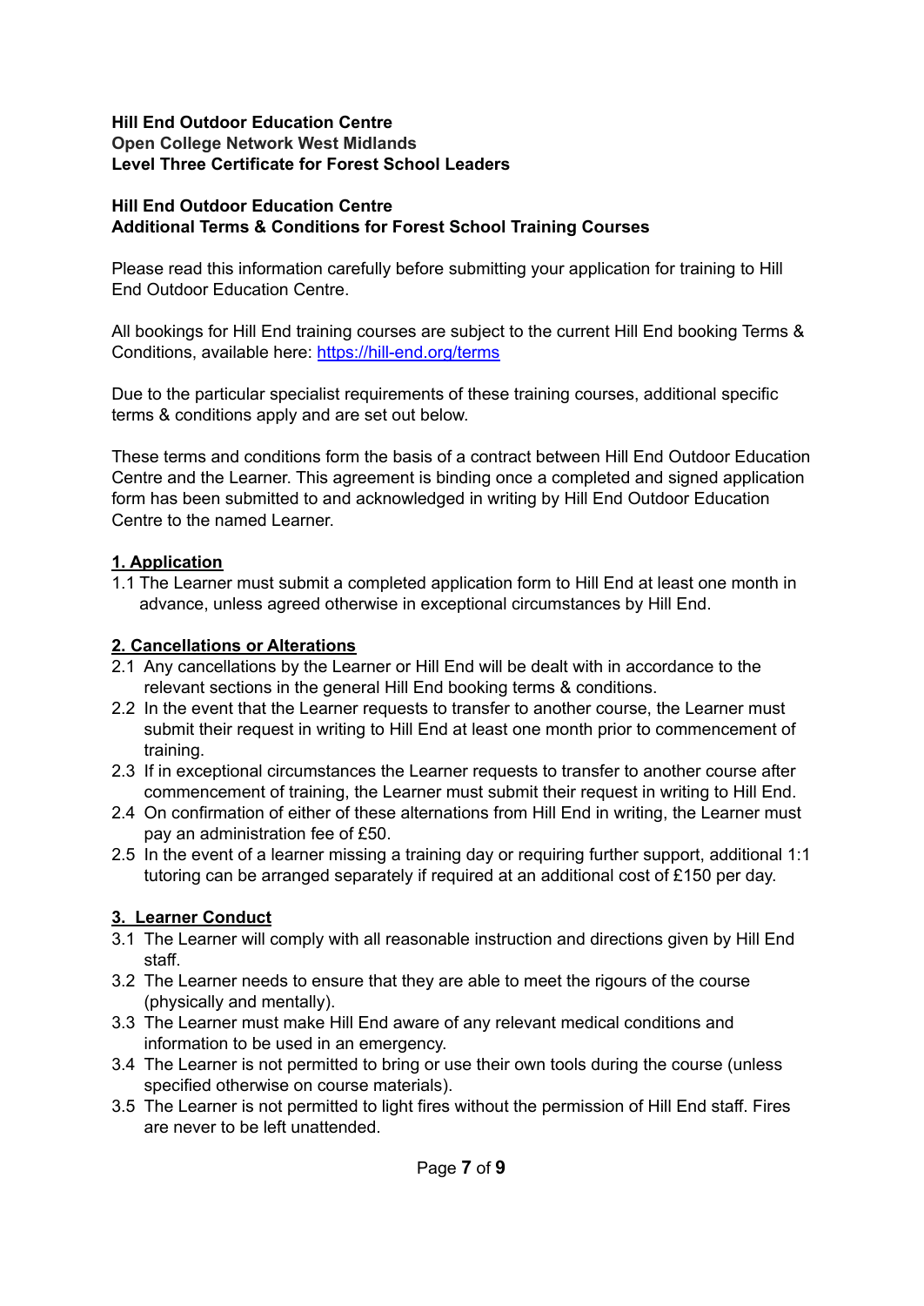**Hill End Outdoor Education Centre**
**Open College Network West Midlands**
**Level Three Certificate for Forest School Leaders**

**Hill End Outdoor Education Centre**
**Additional Terms & Conditions for Forest School Training Courses**

Please read this information carefully before submitting your application for training to Hill End Outdoor Education Centre.

All bookings for Hill End training courses are subject to the current Hill End booking Terms & Conditions, available here: [https://hill-end.org/terms](https://hill-end.org/terms)

Due to the particular specialist requirements of these training courses, additional specific terms & conditions apply and are set out below.

These terms and conditions form the basis of a contract between Hill End Outdoor Education Centre and the Learner. This agreement is binding once a completed and signed application form has been submitted to and acknowledged in writing by Hill End Outdoor Education Centre to the named Learner.

## 1. Application

1.1 The Learner must submit a completed application form to Hill End at least one month in advance, unless agreed otherwise in exceptional circumstances by Hill End.

## 2. Cancellations or Alterations

2.1 Any cancellations by the Learner or Hill End will be dealt with in accordance to the relevant sections in the general Hill End booking terms & conditions.

2.2 In the event that the Learner requests to transfer to another course, the Learner must submit their request in writing to Hill End at least one month prior to commencement of training.

2.3 If in exceptional circumstances the Learner requests to transfer to another course after commencement of training, the Learner must submit their request in writing to Hill End.

2.4 On confirmation of either of these alternations from Hill End in writing, the Learner must pay an administration fee of £50.

2.5 In the event of a learner missing a training day or requiring further support, additional 1:1 tutoring can be arranged separately if required at an additional cost of £150 per day.

## 3. Learner Conduct

3.1 The Learner will comply with all reasonable instruction and directions given by Hill End staff.

3.2 The Learner needs to ensure that they are able to meet the rigours of the course (physically and mentally).

3.3 The Learner must make Hill End aware of any relevant medical conditions and information to be used in an emergency.

3.4 The Learner is not permitted to bring or use their own tools during the course (unless specified otherwise on course materials).

3.5 The Learner is not permitted to light fires without the permission of Hill End staff. Fires are never to be left unattended.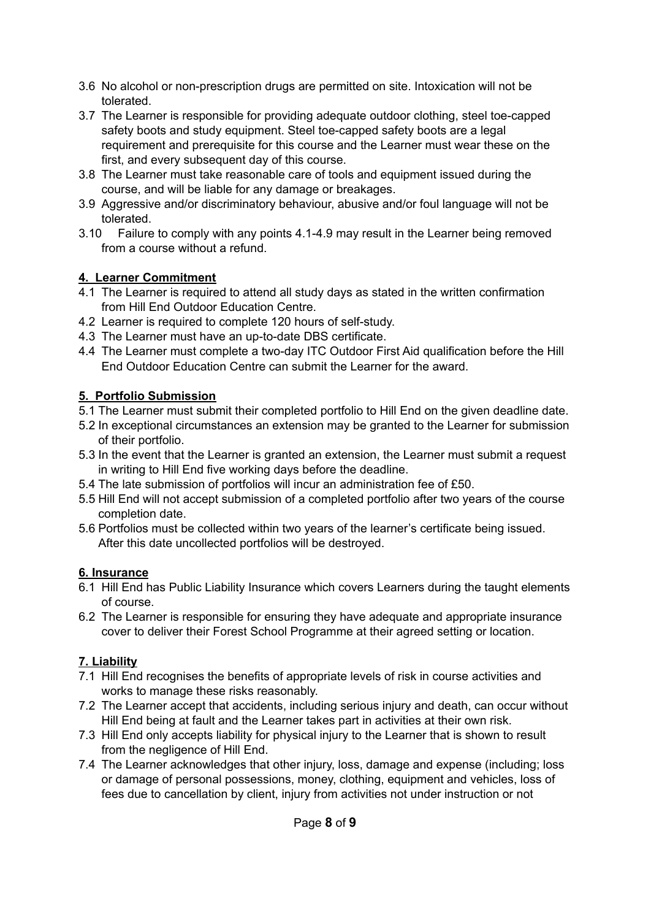3.6 No alcohol or non-prescription drugs are permitted on site. Intoxication will not be tolerated.

3.7 The Learner is responsible for providing adequate outdoor clothing, steel toe-capped safety boots and study equipment. Steel toe-capped safety boots are a legal requirement and prerequisite for this course and the Learner must wear these on the first, and every subsequent day of this course.

3.8 The Learner must take reasonable care of tools and equipment issued during the course, and will be liable for any damage or breakages.

3.9 Aggressive and/or discriminatory behaviour, abusive and/or foul language will not be tolerated.

3.10 Failure to comply with any points 4.1-4.9 may result in the Learner being removed from a course without a refund.

## 4. Learner Commitment

4.1 The Learner is required to attend all study days as stated in the written confirmation from Hill End Outdoor Education Centre.

4.2 Learner is required to complete 120 hours of self-study.

4.3 The Learner must have an up-to-date DBS certificate.

4.4 The Learner must complete a two-day ITC Outdoor First Aid qualification before the Hill End Outdoor Education Centre can submit the Learner for the award.

## 5. Portfolio Submission

5.1 The Learner must submit their completed portfolio to Hill End on the given deadline date.

5.2 In exceptional circumstances an extension may be granted to the Learner for submission of their portfolio.

5.3 In the event that the Learner is granted an extension, the Learner must submit a request in writing to Hill End five working days before the deadline.

5.4 The late submission of portfolios will incur an administration fee of £50.

5.5 Hill End will not accept submission of a completed portfolio after two years of the course completion date.

5.6 Portfolios must be collected within two years of the learner's certificate being issued. After this date uncollected portfolios will be destroyed.

## 6. Insurance

6.1 Hill End has Public Liability Insurance which covers Learners during the taught elements of course.

6.2 The Learner is responsible for ensuring they have adequate and appropriate insurance cover to deliver their Forest School Programme at their agreed setting or location.

## 7. Liability

7.1 Hill End recognises the benefits of appropriate levels of risk in course activities and works to manage these risks reasonably.

7.2 The Learner accept that accidents, including serious injury and death, can occur without Hill End being at fault and the Learner takes part in activities at their own risk.

7.3 Hill End only accepts liability for physical injury to the Learner that is shown to result from the negligence of Hill End.

7.4 The Learner acknowledges that other injury, loss, damage and expense (including; loss or damage of personal possessions, money, clothing, equipment and vehicles, loss of fees due to cancellation by client, injury from activities not under instruction or not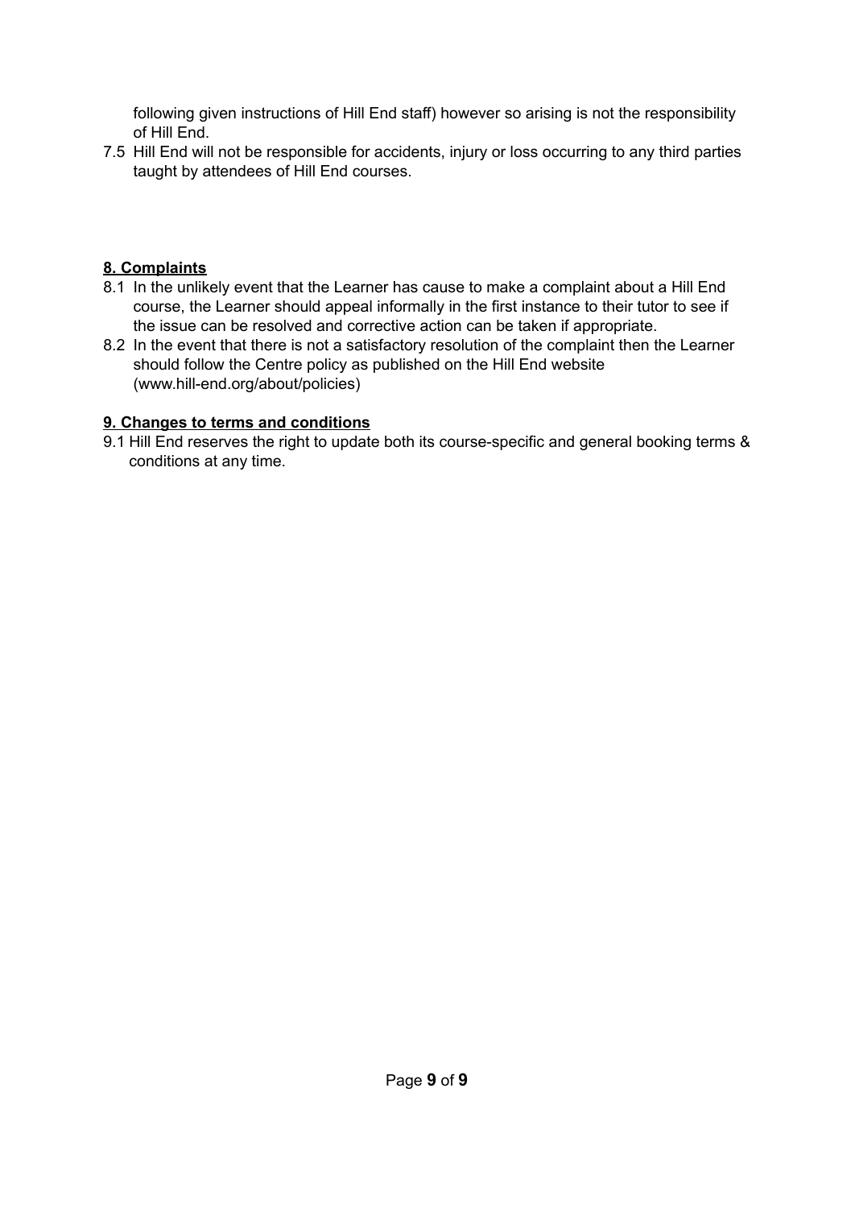following given instructions of Hill End staff) however so arising is not the responsibility of Hill End.

7.5 Hill End will not be responsible for accidents, injury or loss occurring to any third parties taught by attendees of Hill End courses.

## 8. Complaints

8.1 In the unlikely event that the Learner has cause to make a complaint about a Hill End course, the Learner should appeal informally in the first instance to their tutor to see if the issue can be resolved and corrective action can be taken if appropriate.

8.2 In the event that there is not a satisfactory resolution of the complaint then the Learner should follow the Centre policy as published on the Hill End website (www.hill-end.org/about/policies)

## 9. Changes to terms and conditions

9.1 Hill End reserves the right to update both its course-specific and general booking terms & conditions at any time.